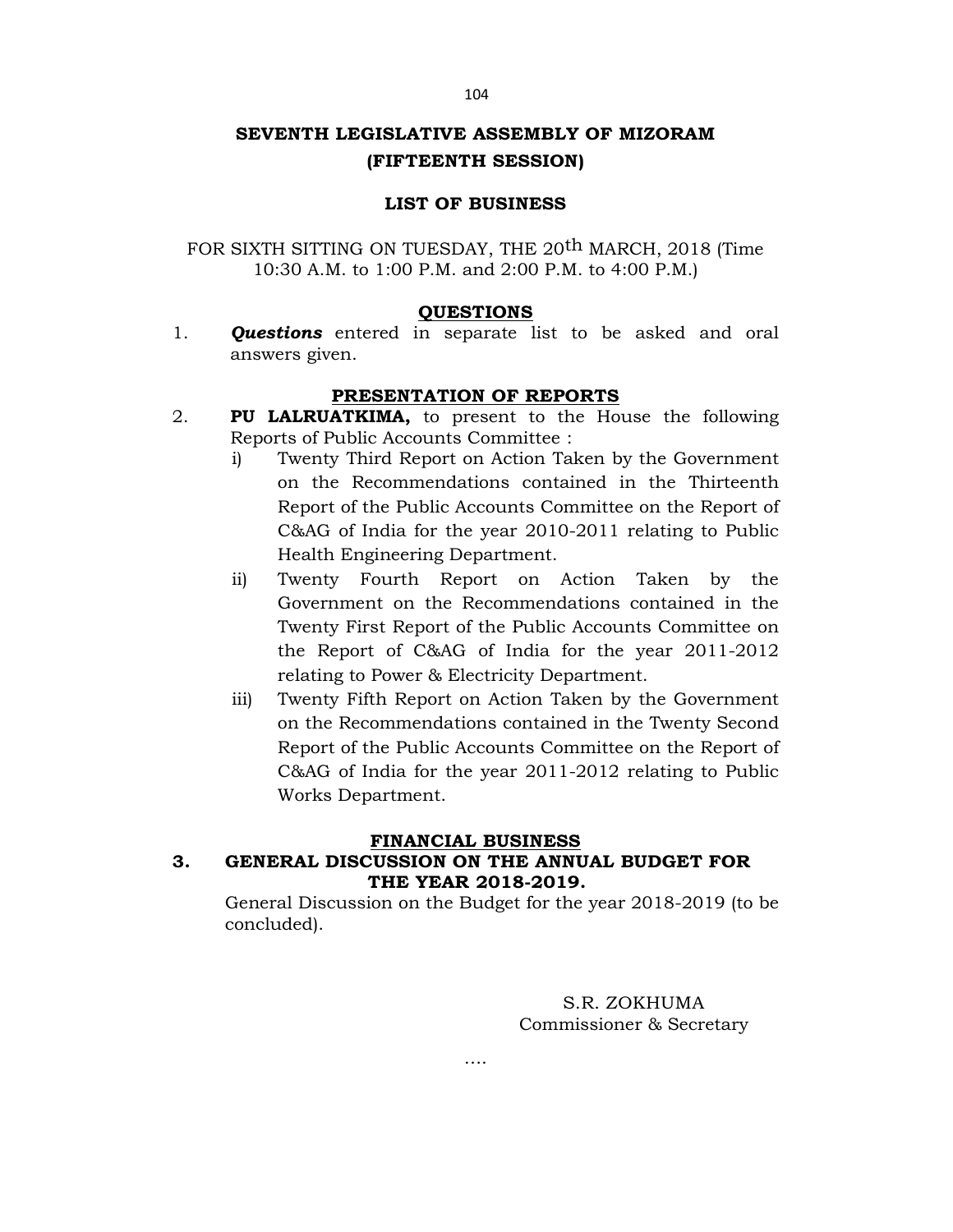# SEVENTH LEGISLATIVE ASSEMBLY OF MIZORAM
## (FIFTEENTH SESSION)

### LIST OF BUSINESS

FOR SIXTH SITTING ON TUESDAY, THE 20th MARCH, 2018 (Time 10:30 A.M. to 1:00 P.M. and 2:00 P.M. to 4:00 P.M.)

#### QUESTIONS

1. ***Questions*** entered in separate list to be asked and oral answers given.

#### PRESENTATION OF REPORTS

2. **PU LALRUATKIMA,** to present to the House the following Reports of Public Accounts Committee :
   i) Twenty Third Report on Action Taken by the Government on the Recommendations contained in the Thirteenth Report of the Public Accounts Committee on the Report of C&AG of India for the year 2010-2011 relating to Public Health Engineering Department.
   ii) Twenty Fourth Report on Action Taken by the Government on the Recommendations contained in the Twenty First Report of the Public Accounts Committee on the Report of C&AG of India for the year 2011-2012 relating to Power & Electricity Department.
   iii) Twenty Fifth Report on Action Taken by the Government on the Recommendations contained in the Twenty Second Report of the Public Accounts Committee on the Report of C&AG of India for the year 2011-2012 relating to Public Works Department.

#### FINANCIAL BUSINESS

**3. GENERAL DISCUSSION ON THE ANNUAL BUDGET FOR THE YEAR 2018-2019.**

General Discussion on the Budget for the year 2018-2019 (to be concluded).

S.R. ZOKHUMA
Commissioner & Secretary

….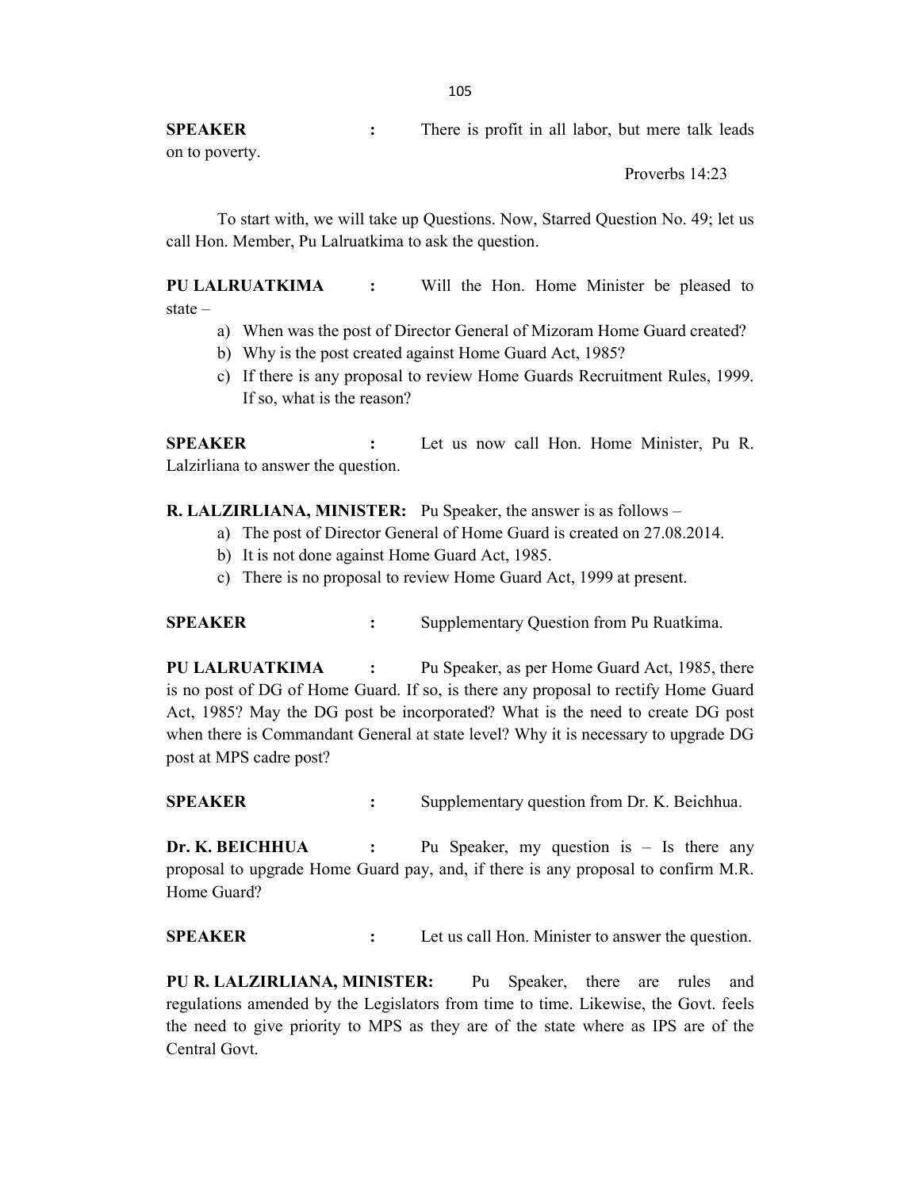**SPEAKER** : There is profit in all labor, but mere talk leads on to poverty.

Proverbs 14:23

To start with, we will take up Questions. Now, Starred Question No. 49; let us call Hon. Member, Pu Lalruatkima to ask the question.

**PU LALRUATKIMA** : Will the Hon. Home Minister be pleased to state –

a) When was the post of Director General of Mizoram Home Guard created?
b) Why is the post created against Home Guard Act, 1985?
c) If there is any proposal to review Home Guards Recruitment Rules, 1999. If so, what is the reason?

**SPEAKER** : Let us now call Hon. Home Minister, Pu R. Lalzirliana to answer the question.

**R. LALZIRLIANA, MINISTER:** Pu Speaker, the answer is as follows –

a) The post of Director General of Home Guard is created on 27.08.2014.
b) It is not done against Home Guard Act, 1985.
c) There is no proposal to review Home Guard Act, 1999 at present.

**SPEAKER** : Supplementary Question from Pu Ruatkima.

**PU LALRUATKIMA** : Pu Speaker, as per Home Guard Act, 1985, there is no post of DG of Home Guard. If so, is there any proposal to rectify Home Guard Act, 1985? May the DG post be incorporated? What is the need to create DG post when there is Commandant General at state level? Why it is necessary to upgrade DG post at MPS cadre post?

**SPEAKER** : Supplementary question from Dr. K. Beichhua.

**Dr. K. BEICHHUA** : Pu Speaker, my question is – Is there any proposal to upgrade Home Guard pay, and, if there is any proposal to confirm M.R. Home Guard?

**SPEAKER** : Let us call Hon. Minister to answer the question.

**PU R. LALZIRLIANA, MINISTER:** Pu Speaker, there are rules and regulations amended by the Legislators from time to time. Likewise, the Govt. feels the need to give priority to MPS as they are of the state where as IPS are of the Central Govt.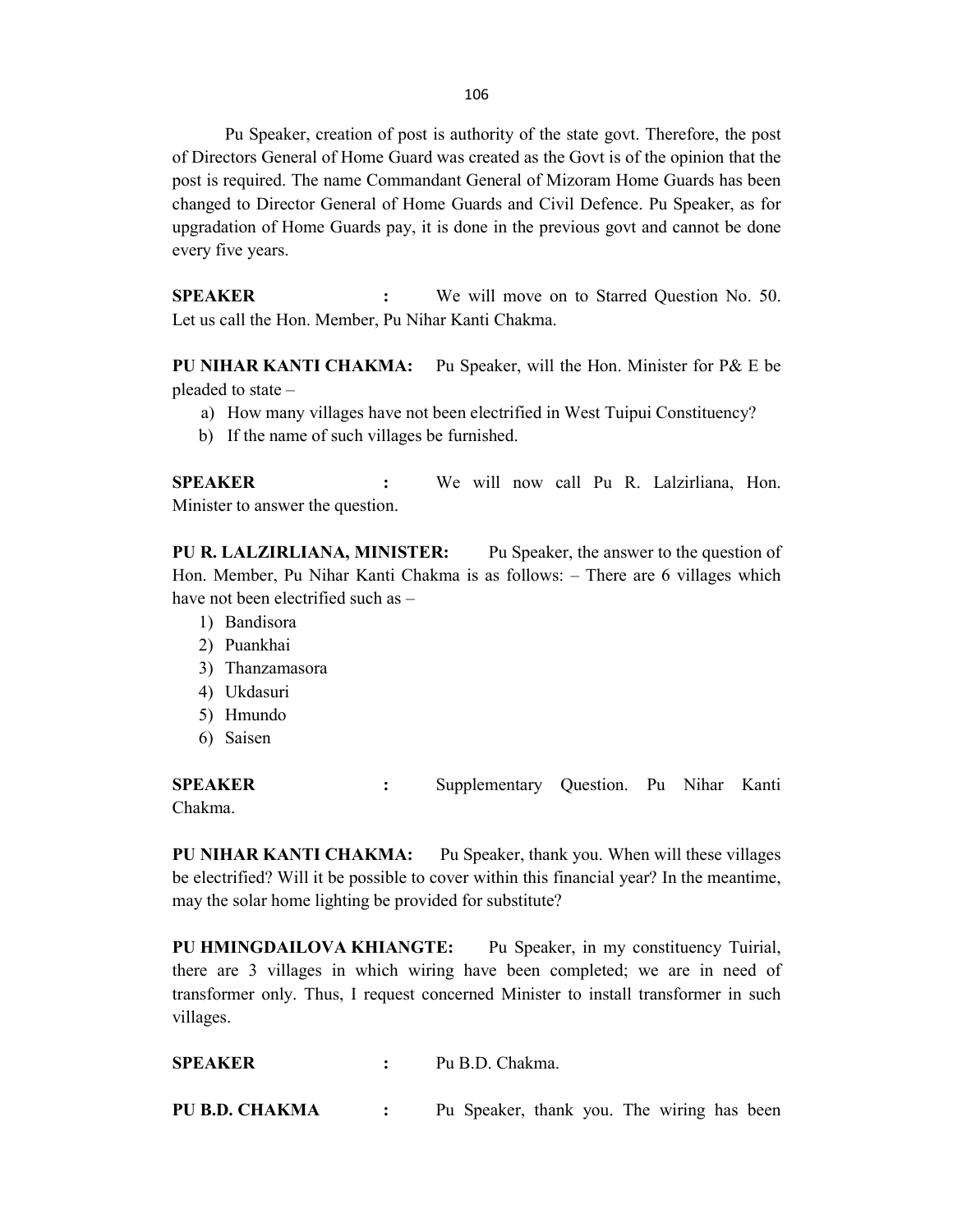Pu Speaker, creation of post is authority of the state govt. Therefore, the post of Directors General of Home Guard was created as the Govt is of the opinion that the post is required. The name Commandant General of Mizoram Home Guards has been changed to Director General of Home Guards and Civil Defence. Pu Speaker, as for upgradation of Home Guards pay, it is done in the previous govt and cannot be done every five years.

**SPEAKER :** We will move on to Starred Question No. 50. Let us call the Hon. Member, Pu Nihar Kanti Chakma.

**PU NIHAR KANTI CHAKMA:** Pu Speaker, will the Hon. Minister for P& E be pleaded to state –

a) How many villages have not been electrified in West Tuipui Constituency?
b) If the name of such villages be furnished.

**SPEAKER :** We will now call Pu R. Lalzirliana, Hon. Minister to answer the question.

**PU R. LALZIRLIANA, MINISTER:** Pu Speaker, the answer to the question of Hon. Member, Pu Nihar Kanti Chakma is as follows: – There are 6 villages which have not been electrified such as –

1) Bandisora
2) Puankhai
3) Thanzamasora
4) Ukdasuri
5) Hmundo
6) Saisen

**SPEAKER :** Supplementary Question. Pu Nihar Kanti Chakma.

**PU NIHAR KANTI CHAKMA:** Pu Speaker, thank you. When will these villages be electrified? Will it be possible to cover within this financial year? In the meantime, may the solar home lighting be provided for substitute?

**PU HMINGDAILOVA KHIANGTE:** Pu Speaker, in my constituency Tuirial, there are 3 villages in which wiring have been completed; we are in need of transformer only. Thus, I request concerned Minister to install transformer in such villages.

**SPEAKER :** Pu B.D. Chakma.

**PU B.D. CHAKMA :** Pu Speaker, thank you. The wiring has been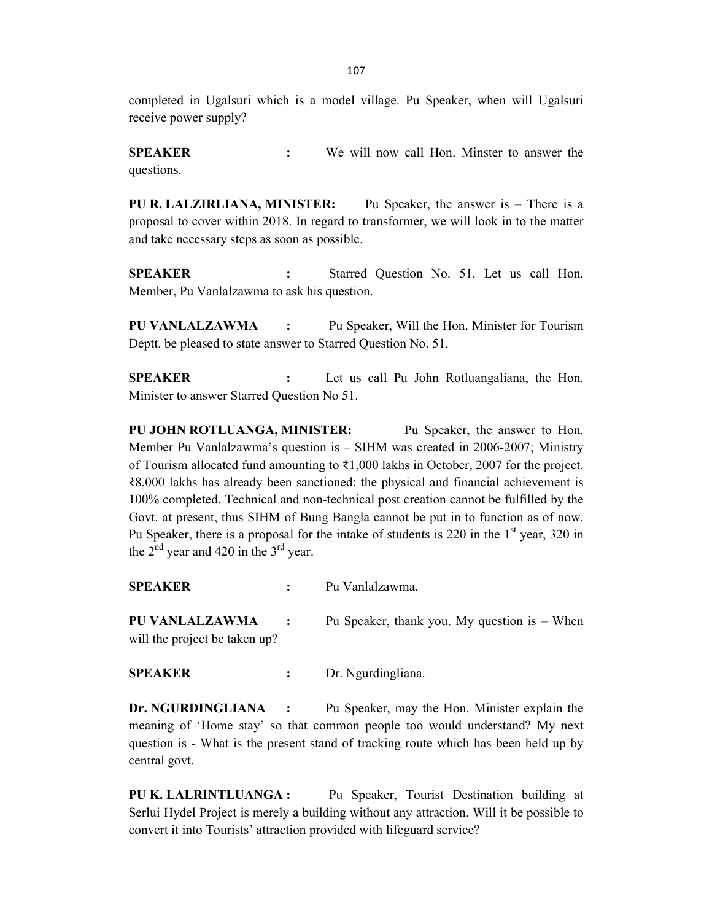completed in Ugalsuri which is a model village. Pu Speaker, when will Ugalsuri receive power supply?

**SPEAKER** : We will now call Hon. Minster to answer the questions.

**PU R. LALZIRLIANA, MINISTER:** Pu Speaker, the answer is – There is a proposal to cover within 2018. In regard to transformer, we will look in to the matter and take necessary steps as soon as possible.

**SPEAKER** : Starred Question No. 51. Let us call Hon. Member, Pu Vanlalzawma to ask his question.

**PU VANLALZAWMA** : Pu Speaker, Will the Hon. Minister for Tourism Deptt. be pleased to state answer to Starred Question No. 51.

**SPEAKER** : Let us call Pu John Rotluangaliana, the Hon. Minister to answer Starred Question No 51.

**PU JOHN ROTLUANGA, MINISTER:** Pu Speaker, the answer to Hon. Member Pu Vanlalzawma's question is – SIHM was created in 2006-2007; Ministry of Tourism allocated fund amounting to ₹1,000 lakhs in October, 2007 for the project. ₹8,000 lakhs has already been sanctioned; the physical and financial achievement is 100% completed. Technical and non-technical post creation cannot be fulfilled by the Govt. at present, thus SIHM of Bung Bangla cannot be put in to function as of now. Pu Speaker, there is a proposal for the intake of students is 220 in the 1st year, 320 in the 2nd year and 420 in the 3rd year.

**SPEAKER** : Pu Vanlalzawma.

**PU VANLALZAWMA** : Pu Speaker, thank you. My question is – When will the project be taken up?

**SPEAKER** : Dr. Ngurdingliana.

**Dr. NGURDINGLIANA** : Pu Speaker, may the Hon. Minister explain the meaning of 'Home stay' so that common people too would understand? My next question is - What is the present stand of tracking route which has been held up by central govt.

**PU K. LALRINTLUANGA :** Pu Speaker, Tourist Destination building at Serlui Hydel Project is merely a building without any attraction. Will it be possible to convert it into Tourists' attraction provided with lifeguard service?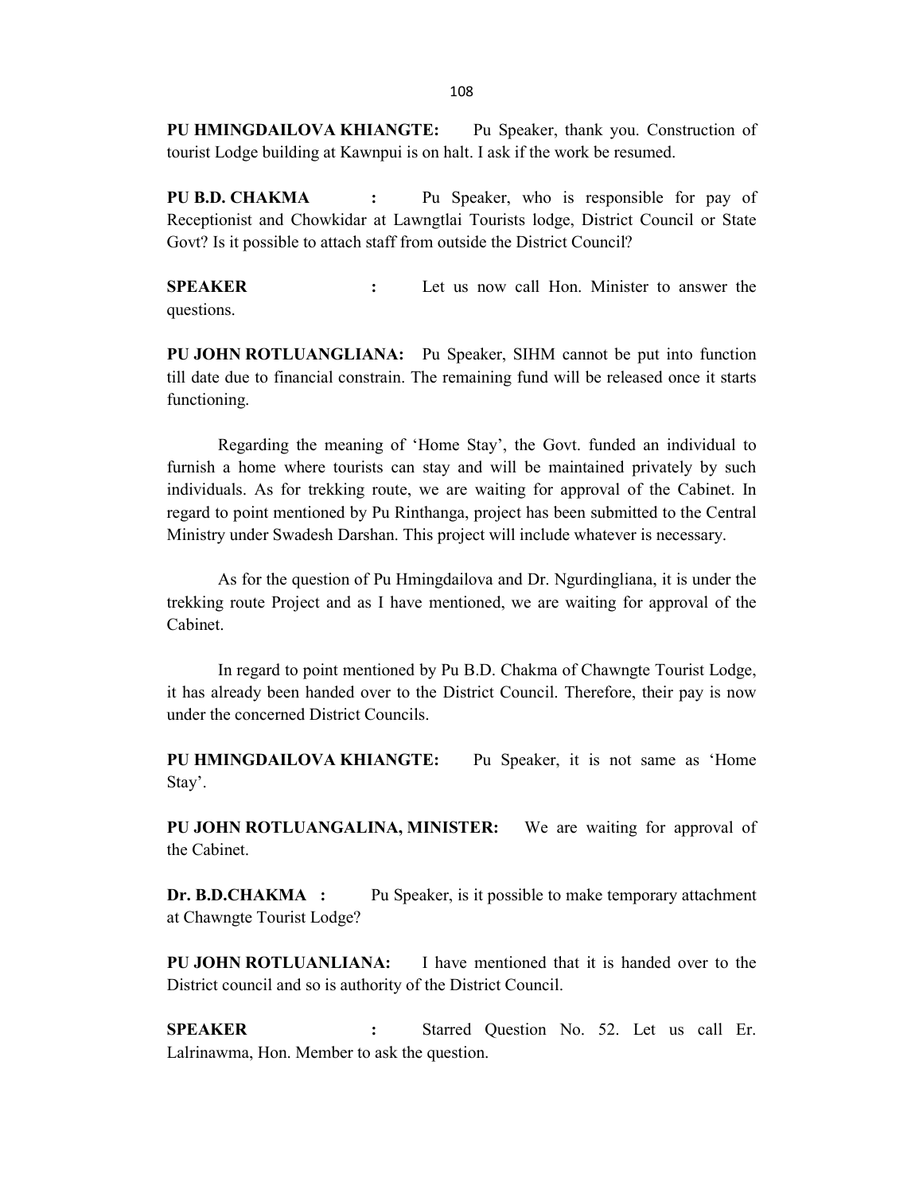**PU HMINGDAILOVA KHIANGTE:** Pu Speaker, thank you. Construction of tourist Lodge building at Kawnpui is on halt. I ask if the work be resumed.

**PU B.D. CHAKMA :** Pu Speaker, who is responsible for pay of Receptionist and Chowkidar at Lawngtlai Tourists lodge, District Council or State Govt? Is it possible to attach staff from outside the District Council?

**SPEAKER :** Let us now call Hon. Minister to answer the questions.

**PU JOHN ROTLUANGLIANA:** Pu Speaker, SIHM cannot be put into function till date due to financial constrain. The remaining fund will be released once it starts functioning.

Regarding the meaning of 'Home Stay', the Govt. funded an individual to furnish a home where tourists can stay and will be maintained privately by such individuals. As for trekking route, we are waiting for approval of the Cabinet. In regard to point mentioned by Pu Rinthanga, project has been submitted to the Central Ministry under Swadesh Darshan. This project will include whatever is necessary.

As for the question of Pu Hmingdailova and Dr. Ngurdingliana, it is under the trekking route Project and as I have mentioned, we are waiting for approval of the Cabinet.

In regard to point mentioned by Pu B.D. Chakma of Chawngte Tourist Lodge, it has already been handed over to the District Council. Therefore, their pay is now under the concerned District Councils.

**PU HMINGDAILOVA KHIANGTE:** Pu Speaker, it is not same as 'Home Stay'.

**PU JOHN ROTLUANGALINA, MINISTER:** We are waiting for approval of the Cabinet.

**Dr. B.D.CHAKMA :** Pu Speaker, is it possible to make temporary attachment at Chawngte Tourist Lodge?

**PU JOHN ROTLUANLIANA:** I have mentioned that it is handed over to the District council and so is authority of the District Council.

**SPEAKER :** Starred Question No. 52. Let us call Er. Lalrinawma, Hon. Member to ask the question.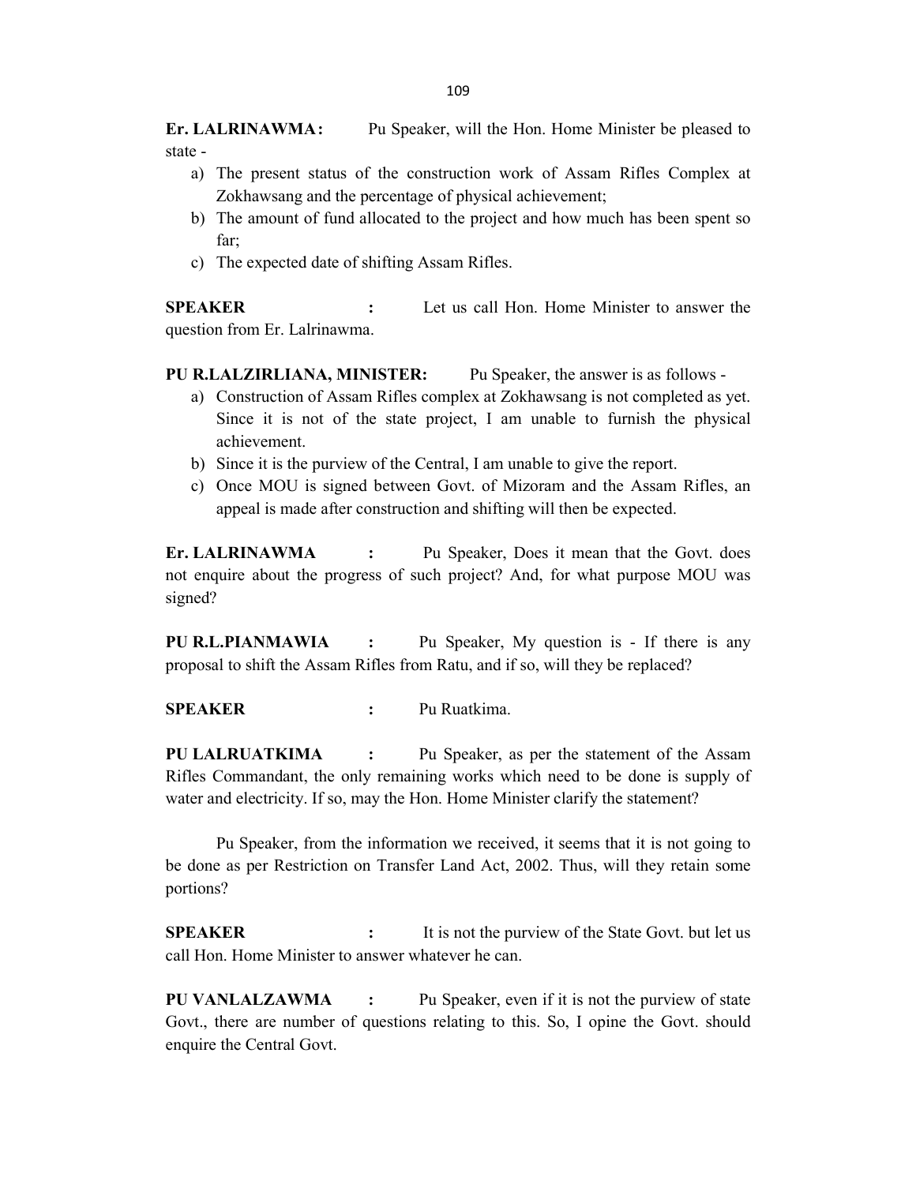**Er. LALRINAWMA:** Pu Speaker, will the Hon. Home Minister be pleased to state -

a) The present status of the construction work of Assam Rifles Complex at Zokhawsang and the percentage of physical achievement;
b) The amount of fund allocated to the project and how much has been spent so far;
c) The expected date of shifting Assam Rifles.

**SPEAKER :** Let us call Hon. Home Minister to answer the question from Er. Lalrinawma.

**PU R.LALZIRLIANA, MINISTER:** Pu Speaker, the answer is as follows -

a) Construction of Assam Rifles complex at Zokhawsang is not completed as yet. Since it is not of the state project, I am unable to furnish the physical achievement.
b) Since it is the purview of the Central, I am unable to give the report.
c) Once MOU is signed between Govt. of Mizoram and the Assam Rifles, an appeal is made after construction and shifting will then be expected.

**Er. LALRINAWMA :** Pu Speaker, Does it mean that the Govt. does not enquire about the progress of such project? And, for what purpose MOU was signed?

**PU R.L.PIANMAWIA :** Pu Speaker, My question is - If there is any proposal to shift the Assam Rifles from Ratu, and if so, will they be replaced?

**SPEAKER :** Pu Ruatkima.

**PU LALRUATKIMA :** Pu Speaker, as per the statement of the Assam Rifles Commandant, the only remaining works which need to be done is supply of water and electricity. If so, may the Hon. Home Minister clarify the statement?

Pu Speaker, from the information we received, it seems that it is not going to be done as per Restriction on Transfer Land Act, 2002. Thus, will they retain some portions?

**SPEAKER :** It is not the purview of the State Govt. but let us call Hon. Home Minister to answer whatever he can.

**PU VANLALZAWMA :** Pu Speaker, even if it is not the purview of state Govt., there are number of questions relating to this. So, I opine the Govt. should enquire the Central Govt.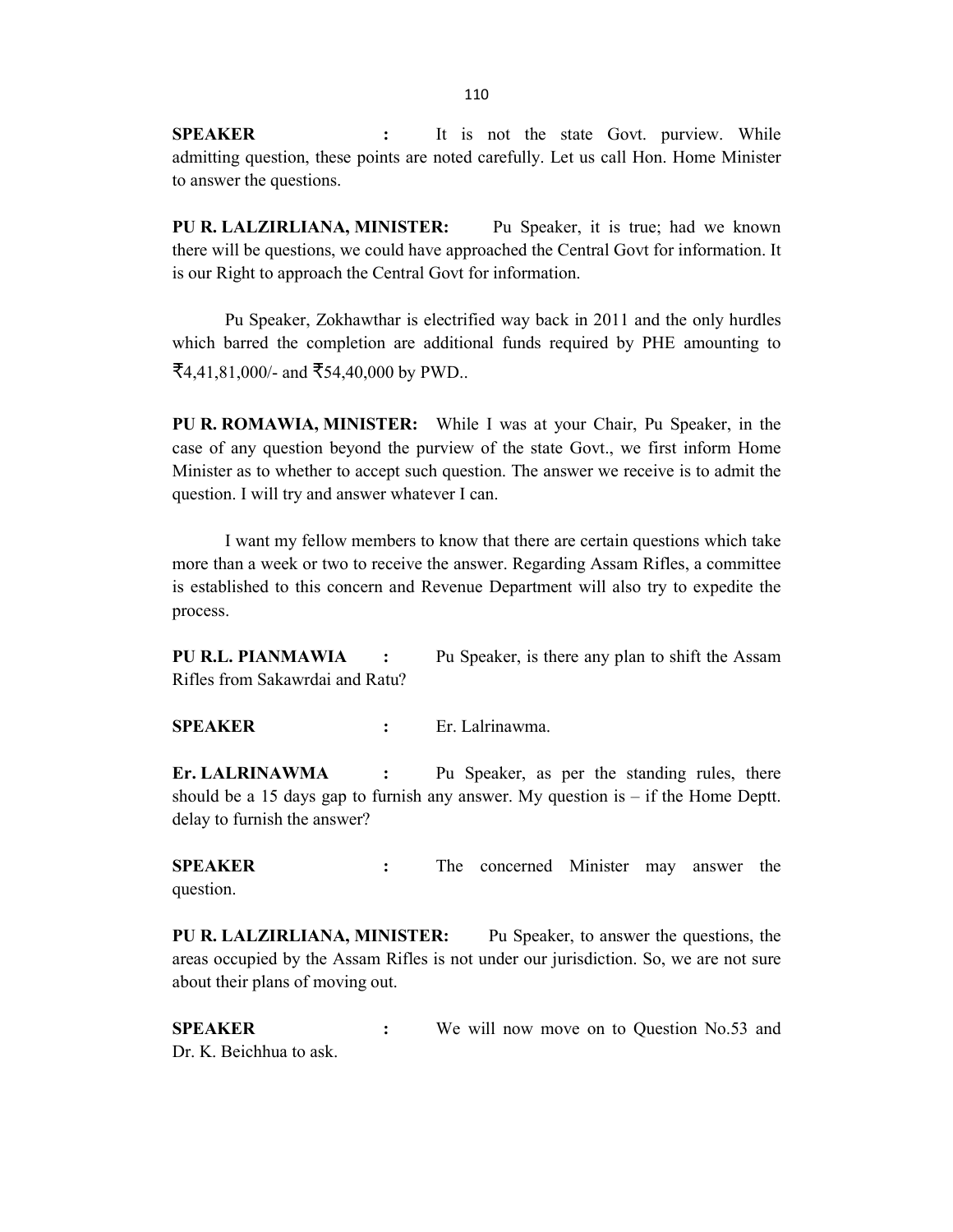**SPEAKER :** It is not the state Govt. purview. While admitting question, these points are noted carefully. Let us call Hon. Home Minister to answer the questions.

**PU R. LALZIRLIANA, MINISTER:** Pu Speaker, it is true; had we known there will be questions, we could have approached the Central Govt for information. It is our Right to approach the Central Govt for information.

Pu Speaker, Zokhawthar is electrified way back in 2011 and the only hurdles which barred the completion are additional funds required by PHE amounting to ₹4,41,81,000/- and ₹54,40,000 by PWD..

**PU R. ROMAWIA, MINISTER:** While I was at your Chair, Pu Speaker, in the case of any question beyond the purview of the state Govt., we first inform Home Minister as to whether to accept such question. The answer we receive is to admit the question. I will try and answer whatever I can.

I want my fellow members to know that there are certain questions which take more than a week or two to receive the answer. Regarding Assam Rifles, a committee is established to this concern and Revenue Department will also try to expedite the process.

**PU R.L. PIANMAWIA :** Pu Speaker, is there any plan to shift the Assam Rifles from Sakawrdai and Ratu?

**SPEAKER :** Er. Lalrinawma.

**Er. LALRINAWMA :** Pu Speaker, as per the standing rules, there should be a 15 days gap to furnish any answer. My question is – if the Home Deptt. delay to furnish the answer?

**SPEAKER :** The concerned Minister may answer the question.

**PU R. LALZIRLIANA, MINISTER:** Pu Speaker, to answer the questions, the areas occupied by the Assam Rifles is not under our jurisdiction. So, we are not sure about their plans of moving out.

**SPEAKER :** We will now move on to Question No.53 and Dr. K. Beichhua to ask.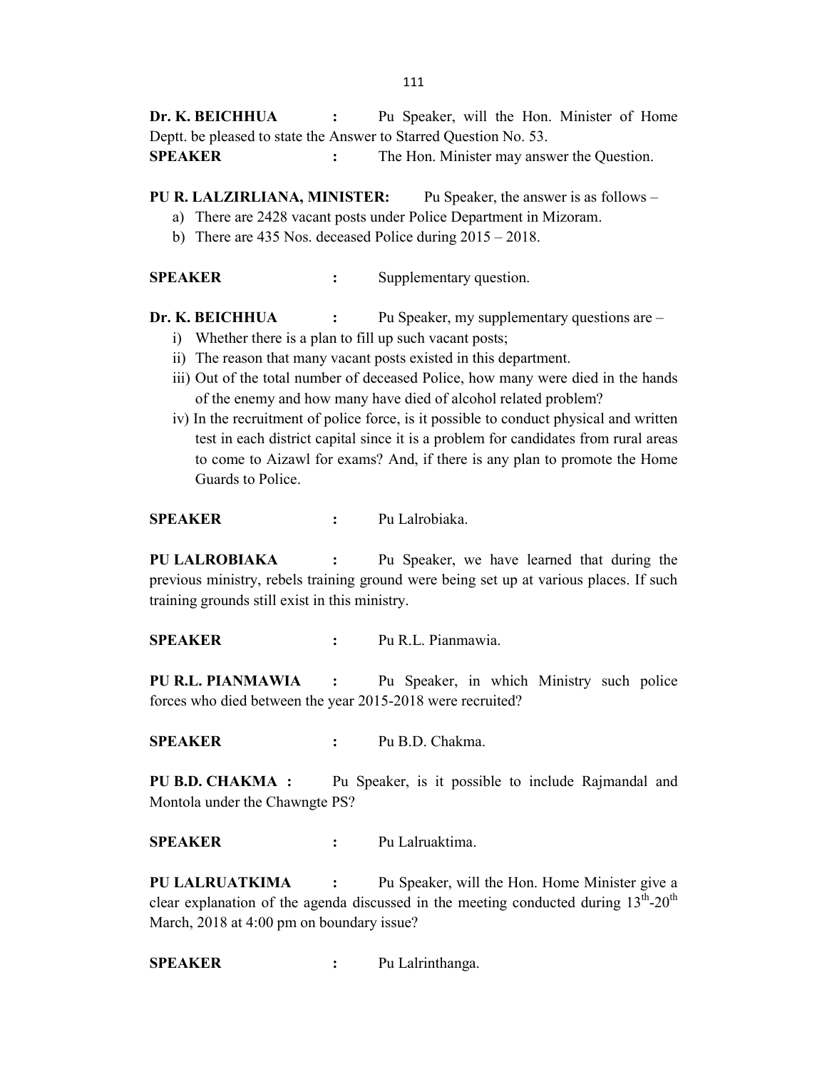**Dr. K. BEICHHUA** : Pu Speaker, will the Hon. Minister of Home Deptt. be pleased to state the Answer to Starred Question No. 53.

**SPEAKER** : The Hon. Minister may answer the Question.

**PU R. LALZIRLIANA, MINISTER:** Pu Speaker, the answer is as follows –

a) There are 2428 vacant posts under Police Department in Mizoram.
b) There are 435 Nos. deceased Police during 2015 – 2018.

**SPEAKER** : Supplementary question.

**Dr. K. BEICHHUA** : Pu Speaker, my supplementary questions are –

i) Whether there is a plan to fill up such vacant posts;
ii) The reason that many vacant posts existed in this department.
iii) Out of the total number of deceased Police, how many were died in the hands of the enemy and how many have died of alcohol related problem?
iv) In the recruitment of police force, is it possible to conduct physical and written test in each district capital since it is a problem for candidates from rural areas to come to Aizawl for exams? And, if there is any plan to promote the Home Guards to Police.

**SPEAKER** : Pu Lalrobiaka.

**PU LALROBIAKA** : Pu Speaker, we have learned that during the previous ministry, rebels training ground were being set up at various places. If such training grounds still exist in this ministry.

**SPEAKER** : Pu R.L. Pianmawia.

**PU R.L. PIANMAWIA** : Pu Speaker, in which Ministry such police forces who died between the year 2015-2018 were recruited?

**SPEAKER** : Pu B.D. Chakma.

**PU B.D. CHAKMA** : Pu Speaker, is it possible to include Rajmandal and Montola under the Chawngte PS?

**SPEAKER** : Pu Lalruaktima.

**PU LALRUATKIMA** : Pu Speaker, will the Hon. Home Minister give a clear explanation of the agenda discussed in the meeting conducted during 13th-20th March, 2018 at 4:00 pm on boundary issue?

**SPEAKER** : Pu Lalrinthanga.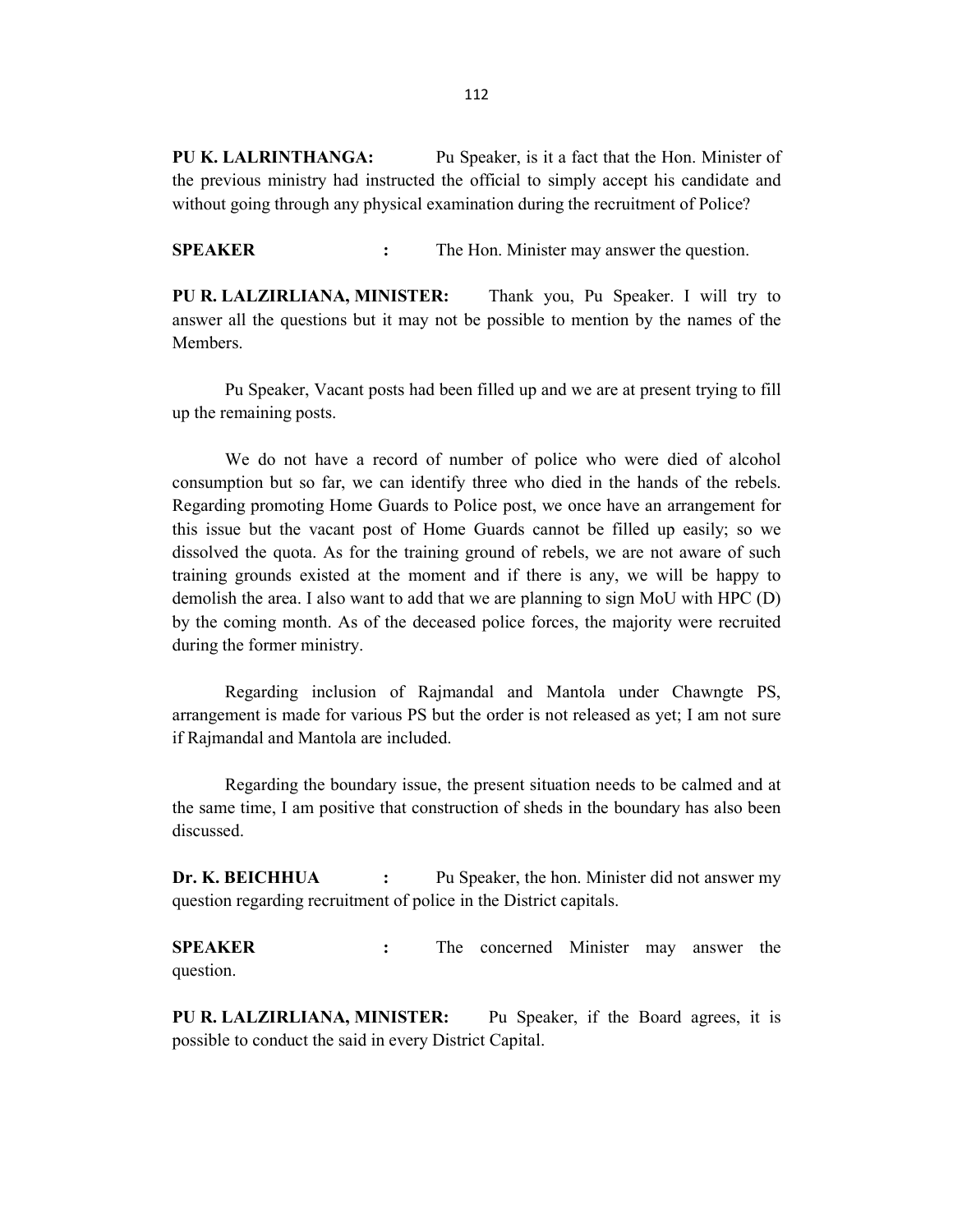**PU K. LALRINTHANGA:** Pu Speaker, is it a fact that the Hon. Minister of the previous ministry had instructed the official to simply accept his candidate and without going through any physical examination during the recruitment of Police?

**SPEAKER** : The Hon. Minister may answer the question.

**PU R. LALZIRLIANA, MINISTER:** Thank you, Pu Speaker. I will try to answer all the questions but it may not be possible to mention by the names of the Members.

Pu Speaker, Vacant posts had been filled up and we are at present trying to fill up the remaining posts.

We do not have a record of number of police who were died of alcohol consumption but so far, we can identify three who died in the hands of the rebels. Regarding promoting Home Guards to Police post, we once have an arrangement for this issue but the vacant post of Home Guards cannot be filled up easily; so we dissolved the quota. As for the training ground of rebels, we are not aware of such training grounds existed at the moment and if there is any, we will be happy to demolish the area. I also want to add that we are planning to sign MoU with HPC (D) by the coming month. As of the deceased police forces, the majority were recruited during the former ministry.

Regarding inclusion of Rajmandal and Mantola under Chawngte PS, arrangement is made for various PS but the order is not released as yet; I am not sure if Rajmandal and Mantola are included.

Regarding the boundary issue, the present situation needs to be calmed and at the same time, I am positive that construction of sheds in the boundary has also been discussed.

**Dr. K. BEICHHUA** : Pu Speaker, the hon. Minister did not answer my question regarding recruitment of police in the District capitals.

**SPEAKER** : The concerned Minister may answer the question.

**PU R. LALZIRLIANA, MINISTER:** Pu Speaker, if the Board agrees, it is possible to conduct the said in every District Capital.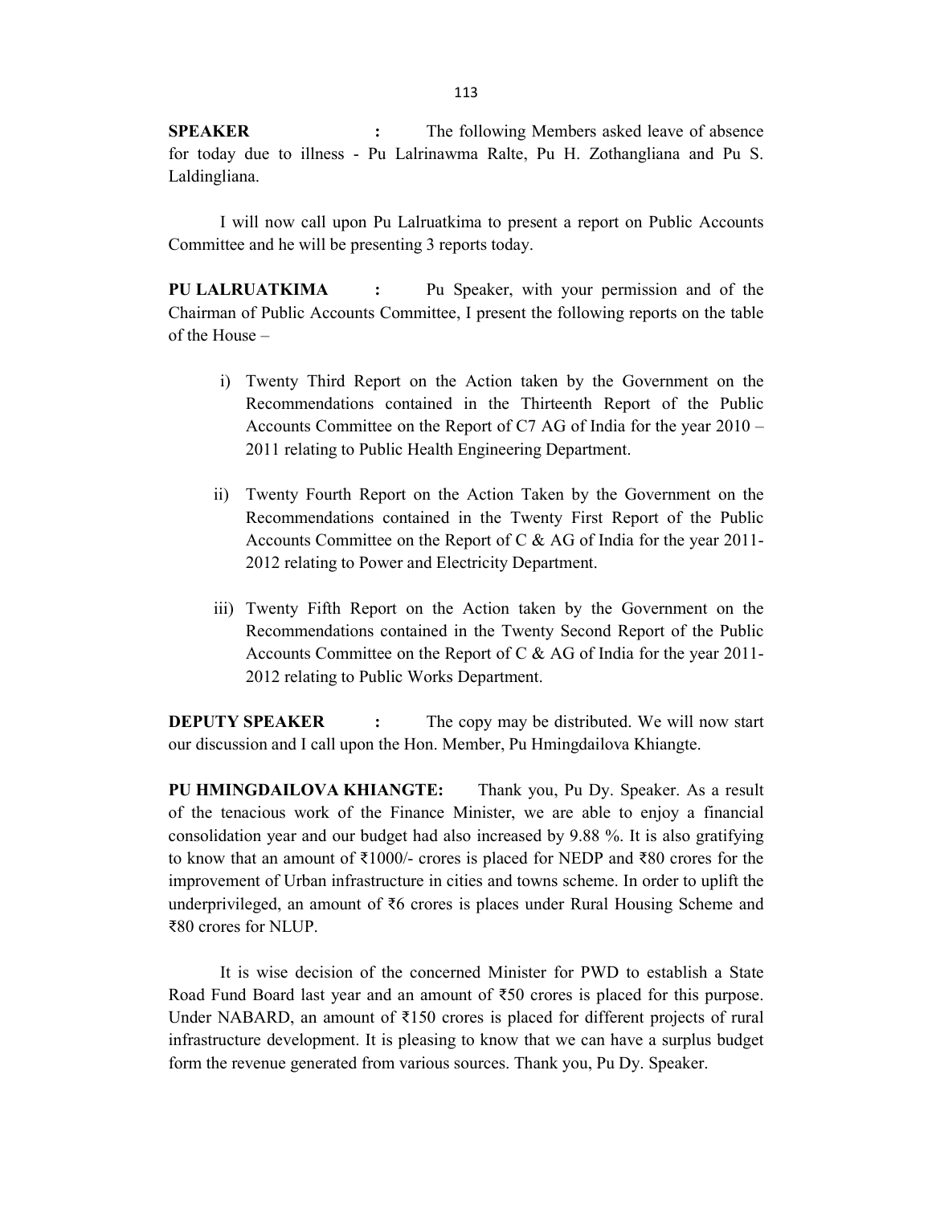**SPEAKER :** The following Members asked leave of absence for today due to illness - Pu Lalrinawma Ralte, Pu H. Zothangliana and Pu S. Laldingliana.

I will now call upon Pu Lalruatkima to present a report on Public Accounts Committee and he will be presenting 3 reports today.

**PU LALRUATKIMA :** Pu Speaker, with your permission and of the Chairman of Public Accounts Committee, I present the following reports on the table of the House –

i) Twenty Third Report on the Action taken by the Government on the Recommendations contained in the Thirteenth Report of the Public Accounts Committee on the Report of C7 AG of India for the year 2010 – 2011 relating to Public Health Engineering Department.

ii) Twenty Fourth Report on the Action Taken by the Government on the Recommendations contained in the Twenty First Report of the Public Accounts Committee on the Report of C & AG of India for the year 2011-2012 relating to Power and Electricity Department.

iii) Twenty Fifth Report on the Action taken by the Government on the Recommendations contained in the Twenty Second Report of the Public Accounts Committee on the Report of C & AG of India for the year 2011-2012 relating to Public Works Department.

**DEPUTY SPEAKER :** The copy may be distributed. We will now start our discussion and I call upon the Hon. Member, Pu Hmingdailova Khiangte.

**PU HMINGDAILOVA KHIANGTE:** Thank you, Pu Dy. Speaker. As a result of the tenacious work of the Finance Minister, we are able to enjoy a financial consolidation year and our budget had also increased by 9.88 %. It is also gratifying to know that an amount of ₹1000/- crores is placed for NEDP and ₹80 crores for the improvement of Urban infrastructure in cities and towns scheme. In order to uplift the underprivileged, an amount of ₹6 crores is places under Rural Housing Scheme and ₹80 crores for NLUP.

It is wise decision of the concerned Minister for PWD to establish a State Road Fund Board last year and an amount of ₹50 crores is placed for this purpose. Under NABARD, an amount of ₹150 crores is placed for different projects of rural infrastructure development. It is pleasing to know that we can have a surplus budget form the revenue generated from various sources. Thank you, Pu Dy. Speaker.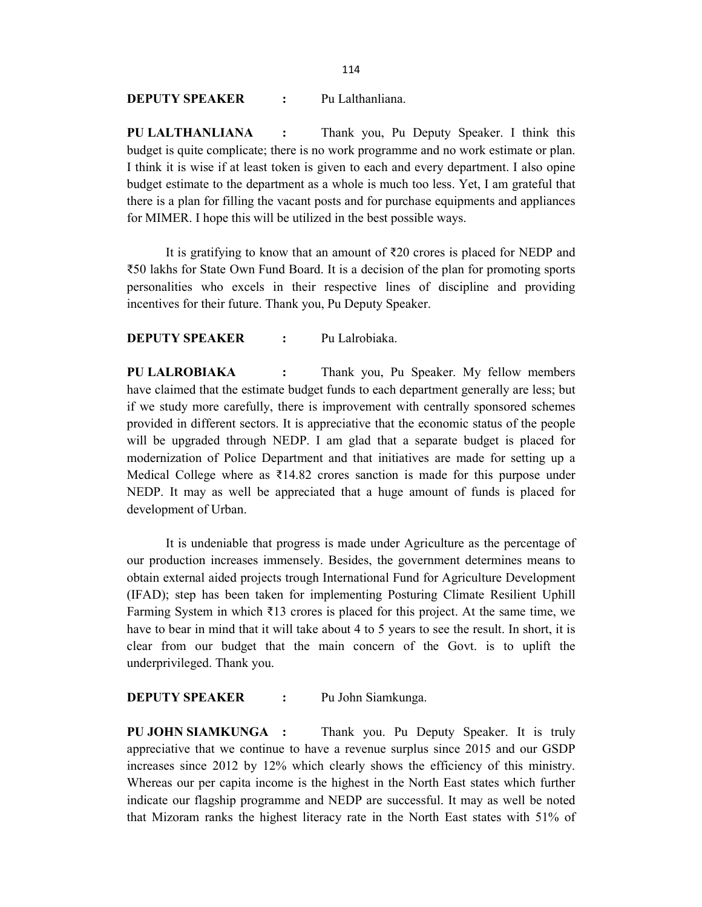**DEPUTY SPEAKER :** Pu Lalthanliana.

**PU LALTHANLIANA :** Thank you, Pu Deputy Speaker. I think this budget is quite complicate; there is no work programme and no work estimate or plan. I think it is wise if at least token is given to each and every department. I also opine budget estimate to the department as a whole is much too less. Yet, I am grateful that there is a plan for filling the vacant posts and for purchase equipments and appliances for MIMER. I hope this will be utilized in the best possible ways.

It is gratifying to know that an amount of ₹20 crores is placed for NEDP and ₹50 lakhs for State Own Fund Board. It is a decision of the plan for promoting sports personalities who excels in their respective lines of discipline and providing incentives for their future. Thank you, Pu Deputy Speaker.

**DEPUTY SPEAKER :** Pu Lalrobiaka.

**PU LALROBIAKA :** Thank you, Pu Speaker. My fellow members have claimed that the estimate budget funds to each department generally are less; but if we study more carefully, there is improvement with centrally sponsored schemes provided in different sectors. It is appreciative that the economic status of the people will be upgraded through NEDP. I am glad that a separate budget is placed for modernization of Police Department and that initiatives are made for setting up a Medical College where as ₹14.82 crores sanction is made for this purpose under NEDP. It may as well be appreciated that a huge amount of funds is placed for development of Urban.

It is undeniable that progress is made under Agriculture as the percentage of our production increases immensely. Besides, the government determines means to obtain external aided projects trough International Fund for Agriculture Development (IFAD); step has been taken for implementing Posturing Climate Resilient Uphill Farming System in which ₹13 crores is placed for this project. At the same time, we have to bear in mind that it will take about 4 to 5 years to see the result. In short, it is clear from our budget that the main concern of the Govt. is to uplift the underprivileged. Thank you.

**DEPUTY SPEAKER :** Pu John Siamkunga.

**PU JOHN SIAMKUNGA :** Thank you. Pu Deputy Speaker. It is truly appreciative that we continue to have a revenue surplus since 2015 and our GSDP increases since 2012 by 12% which clearly shows the efficiency of this ministry. Whereas our per capita income is the highest in the North East states which further indicate our flagship programme and NEDP are successful. It may as well be noted that Mizoram ranks the highest literacy rate in the North East states with 51% of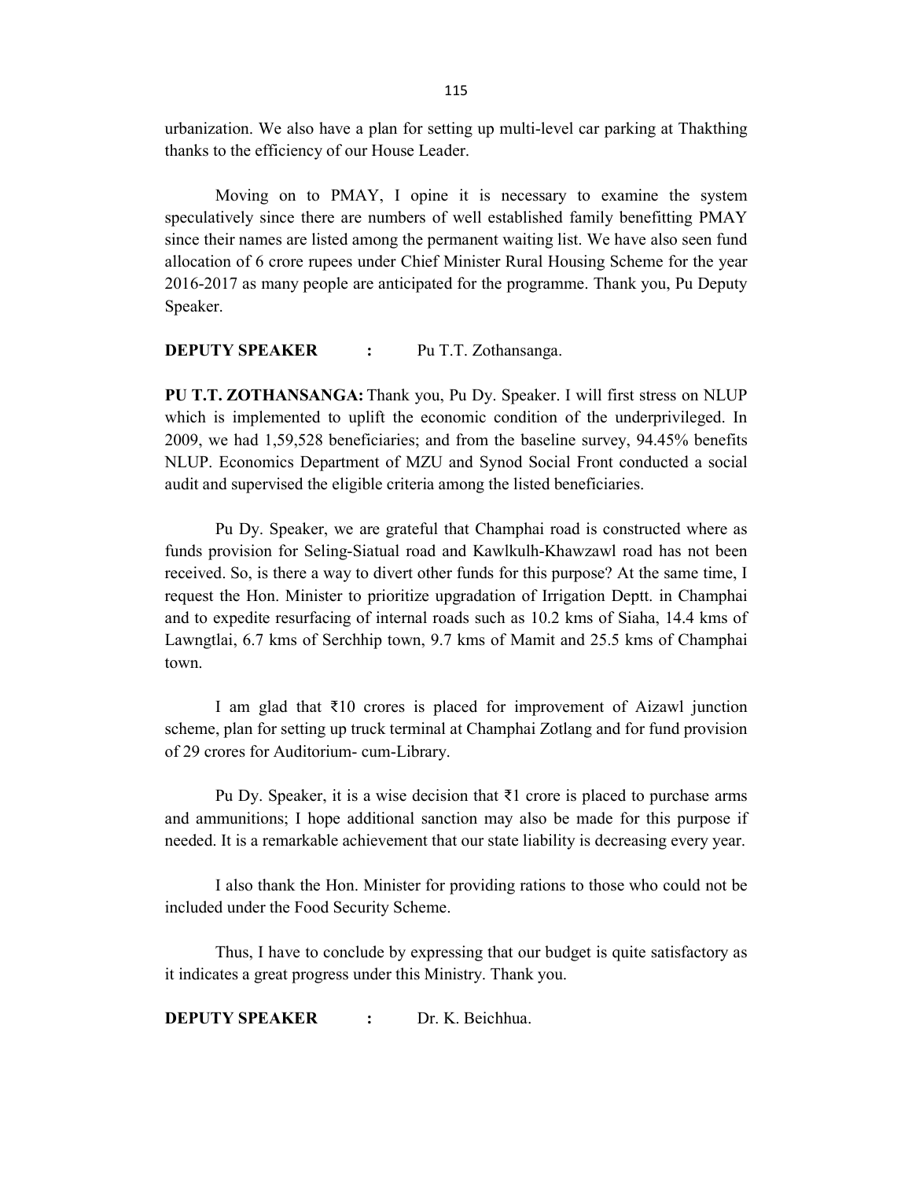urbanization. We also have a plan for setting up multi-level car parking at Thakthing thanks to the efficiency of our House Leader.

Moving on to PMAY, I opine it is necessary to examine the system speculatively since there are numbers of well established family benefitting PMAY since their names are listed among the permanent waiting list. We have also seen fund allocation of 6 crore rupees under Chief Minister Rural Housing Scheme for the year 2016-2017 as many people are anticipated for the programme. Thank you, Pu Deputy Speaker.

**DEPUTY SPEAKER :** Pu T.T. Zothansanga.

**PU T.T. ZOTHANSANGA:** Thank you, Pu Dy. Speaker. I will first stress on NLUP which is implemented to uplift the economic condition of the underprivileged. In 2009, we had 1,59,528 beneficiaries; and from the baseline survey, 94.45% benefits NLUP. Economics Department of MZU and Synod Social Front conducted a social audit and supervised the eligible criteria among the listed beneficiaries.

Pu Dy. Speaker, we are grateful that Champhai road is constructed where as funds provision for Seling-Siatual road and Kawlkulh-Khawzawl road has not been received. So, is there a way to divert other funds for this purpose? At the same time, I request the Hon. Minister to prioritize upgradation of Irrigation Deptt. in Champhai and to expedite resurfacing of internal roads such as 10.2 kms of Siaha, 14.4 kms of Lawngtlai, 6.7 kms of Serchhip town, 9.7 kms of Mamit and 25.5 kms of Champhai town.

I am glad that ₹10 crores is placed for improvement of Aizawl junction scheme, plan for setting up truck terminal at Champhai Zotlang and for fund provision of 29 crores for Auditorium- cum-Library.

Pu Dy. Speaker, it is a wise decision that ₹1 crore is placed to purchase arms and ammunitions; I hope additional sanction may also be made for this purpose if needed. It is a remarkable achievement that our state liability is decreasing every year.

I also thank the Hon. Minister for providing rations to those who could not be included under the Food Security Scheme.

Thus, I have to conclude by expressing that our budget is quite satisfactory as it indicates a great progress under this Ministry. Thank you.

**DEPUTY SPEAKER :** Dr. K. Beichhua.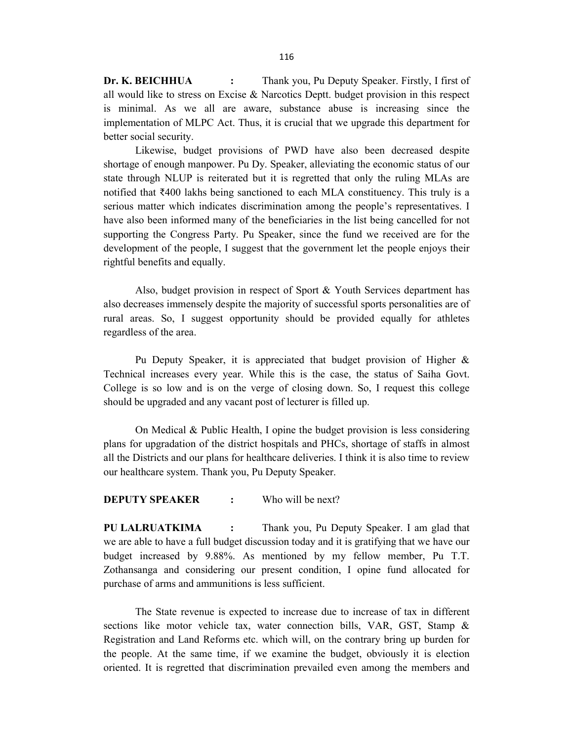**Dr. K. BEICHHUA :** Thank you, Pu Deputy Speaker. Firstly, I first of all would like to stress on Excise & Narcotics Deptt. budget provision in this respect is minimal. As we all are aware, substance abuse is increasing since the implementation of MLPC Act. Thus, it is crucial that we upgrade this department for better social security.

Likewise, budget provisions of PWD have also been decreased despite shortage of enough manpower. Pu Dy. Speaker, alleviating the economic status of our state through NLUP is reiterated but it is regretted that only the ruling MLAs are notified that ₹400 lakhs being sanctioned to each MLA constituency. This truly is a serious matter which indicates discrimination among the people's representatives. I have also been informed many of the beneficiaries in the list being cancelled for not supporting the Congress Party. Pu Speaker, since the fund we received are for the development of the people, I suggest that the government let the people enjoys their rightful benefits and equally.

Also, budget provision in respect of Sport & Youth Services department has also decreases immensely despite the majority of successful sports personalities are of rural areas. So, I suggest opportunity should be provided equally for athletes regardless of the area.

Pu Deputy Speaker, it is appreciated that budget provision of Higher & Technical increases every year. While this is the case, the status of Saiha Govt. College is so low and is on the verge of closing down. So, I request this college should be upgraded and any vacant post of lecturer is filled up.

On Medical & Public Health, I opine the budget provision is less considering plans for upgradation of the district hospitals and PHCs, shortage of staffs in almost all the Districts and our plans for healthcare deliveries. I think it is also time to review our healthcare system. Thank you, Pu Deputy Speaker.

**DEPUTY SPEAKER :** Who will be next?

**PU LALRUATKIMA :** Thank you, Pu Deputy Speaker. I am glad that we are able to have a full budget discussion today and it is gratifying that we have our budget increased by 9.88%. As mentioned by my fellow member, Pu T.T. Zothansanga and considering our present condition, I opine fund allocated for purchase of arms and ammunitions is less sufficient.

The State revenue is expected to increase due to increase of tax in different sections like motor vehicle tax, water connection bills, VAR, GST, Stamp & Registration and Land Reforms etc. which will, on the contrary bring up burden for the people. At the same time, if we examine the budget, obviously it is election oriented. It is regretted that discrimination prevailed even among the members and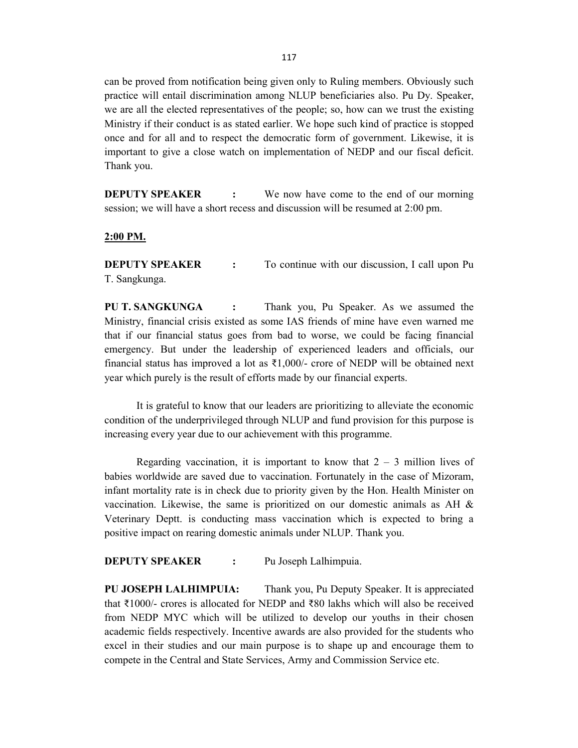can be proved from notification being given only to Ruling members. Obviously such practice will entail discrimination among NLUP beneficiaries also. Pu Dy. Speaker, we are all the elected representatives of the people; so, how can we trust the existing Ministry if their conduct is as stated earlier. We hope such kind of practice is stopped once and for all and to respect the democratic form of government. Likewise, it is important to give a close watch on implementation of NEDP and our fiscal deficit. Thank you.

**DEPUTY SPEAKER :** We now have come to the end of our morning session; we will have a short recess and discussion will be resumed at 2:00 pm.

**2:00 PM.**

**DEPUTY SPEAKER :** To continue with our discussion, I call upon Pu T. Sangkunga.

**PU T. SANGKUNGA :** Thank you, Pu Speaker. As we assumed the Ministry, financial crisis existed as some IAS friends of mine have even warned me that if our financial status goes from bad to worse, we could be facing financial emergency. But under the leadership of experienced leaders and officials, our financial status has improved a lot as ₹1,000/- crore of NEDP will be obtained next year which purely is the result of efforts made by our financial experts.

It is grateful to know that our leaders are prioritizing to alleviate the economic condition of the underprivileged through NLUP and fund provision for this purpose is increasing every year due to our achievement with this programme.

Regarding vaccination, it is important to know that 2 – 3 million lives of babies worldwide are saved due to vaccination. Fortunately in the case of Mizoram, infant mortality rate is in check due to priority given by the Hon. Health Minister on vaccination. Likewise, the same is prioritized on our domestic animals as AH & Veterinary Deptt. is conducting mass vaccination which is expected to bring a positive impact on rearing domestic animals under NLUP. Thank you.

**DEPUTY SPEAKER :** Pu Joseph Lalhimpuia.

**PU JOSEPH LALHIMPUIA:** Thank you, Pu Deputy Speaker. It is appreciated that ₹1000/- crores is allocated for NEDP and ₹80 lakhs which will also be received from NEDP MYC which will be utilized to develop our youths in their chosen academic fields respectively. Incentive awards are also provided for the students who excel in their studies and our main purpose is to shape up and encourage them to compete in the Central and State Services, Army and Commission Service etc.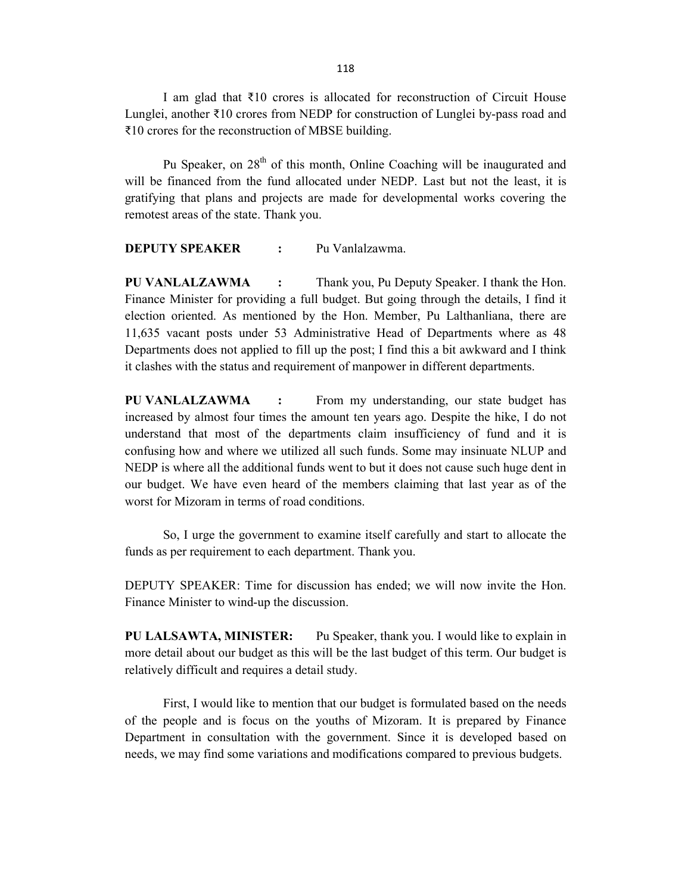I am glad that ₹10 crores is allocated for reconstruction of Circuit House Lunglei, another ₹10 crores from NEDP for construction of Lunglei by-pass road and ₹10 crores for the reconstruction of MBSE building.

Pu Speaker, on 28th of this month, Online Coaching will be inaugurated and will be financed from the fund allocated under NEDP. Last but not the least, it is gratifying that plans and projects are made for developmental works covering the remotest areas of the state. Thank you.

**DEPUTY SPEAKER :** Pu Vanlalzawma.

**PU VANLALZAWMA :** Thank you, Pu Deputy Speaker. I thank the Hon. Finance Minister for providing a full budget. But going through the details, I find it election oriented. As mentioned by the Hon. Member, Pu Lalthanliana, there are 11,635 vacant posts under 53 Administrative Head of Departments where as 48 Departments does not applied to fill up the post; I find this a bit awkward and I think it clashes with the status and requirement of manpower in different departments.

**PU VANLALZAWMA :** From my understanding, our state budget has increased by almost four times the amount ten years ago. Despite the hike, I do not understand that most of the departments claim insufficiency of fund and it is confusing how and where we utilized all such funds. Some may insinuate NLUP and NEDP is where all the additional funds went to but it does not cause such huge dent in our budget. We have even heard of the members claiming that last year as of the worst for Mizoram in terms of road conditions.

So, I urge the government to examine itself carefully and start to allocate the funds as per requirement to each department. Thank you.

DEPUTY SPEAKER: Time for discussion has ended; we will now invite the Hon. Finance Minister to wind-up the discussion.

**PU LALSAWTA, MINISTER:** Pu Speaker, thank you. I would like to explain in more detail about our budget as this will be the last budget of this term. Our budget is relatively difficult and requires a detail study.

First, I would like to mention that our budget is formulated based on the needs of the people and is focus on the youths of Mizoram. It is prepared by Finance Department in consultation with the government. Since it is developed based on needs, we may find some variations and modifications compared to previous budgets.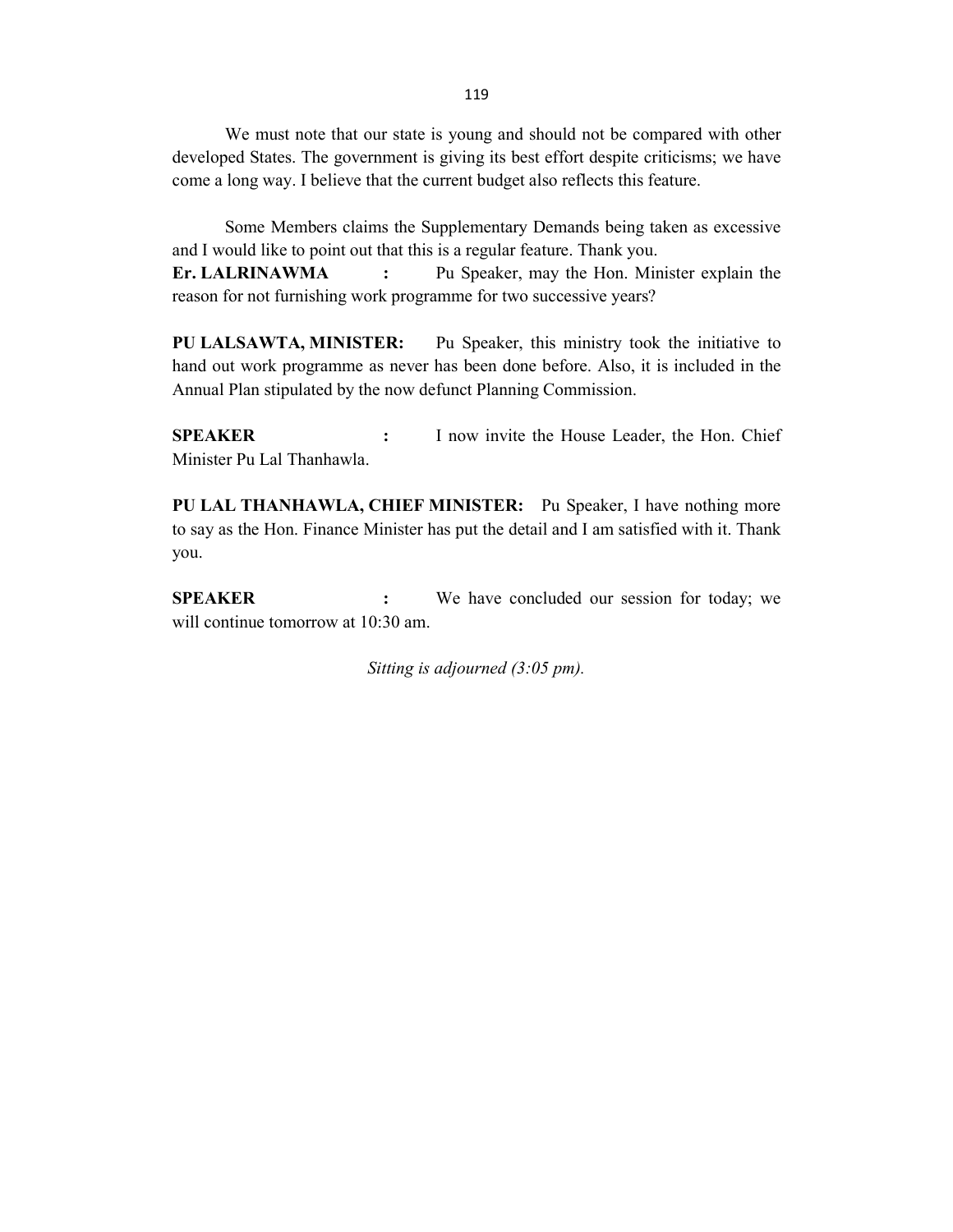We must note that our state is young and should not be compared with other developed States. The government is giving its best effort despite criticisms; we have come a long way. I believe that the current budget also reflects this feature.

Some Members claims the Supplementary Demands being taken as excessive and I would like to point out that this is a regular feature. Thank you.

**Er. LALRINAWMA :** Pu Speaker, may the Hon. Minister explain the reason for not furnishing work programme for two successive years?

**PU LALSAWTA, MINISTER:** Pu Speaker, this ministry took the initiative to hand out work programme as never has been done before. Also, it is included in the Annual Plan stipulated by the now defunct Planning Commission.

**SPEAKER :** I now invite the House Leader, the Hon. Chief Minister Pu Lal Thanhawla.

**PU LAL THANHAWLA, CHIEF MINISTER:** Pu Speaker, I have nothing more to say as the Hon. Finance Minister has put the detail and I am satisfied with it. Thank you.

**SPEAKER :** We have concluded our session for today; we will continue tomorrow at 10:30 am.

*Sitting is adjourned (3:05 pm).*